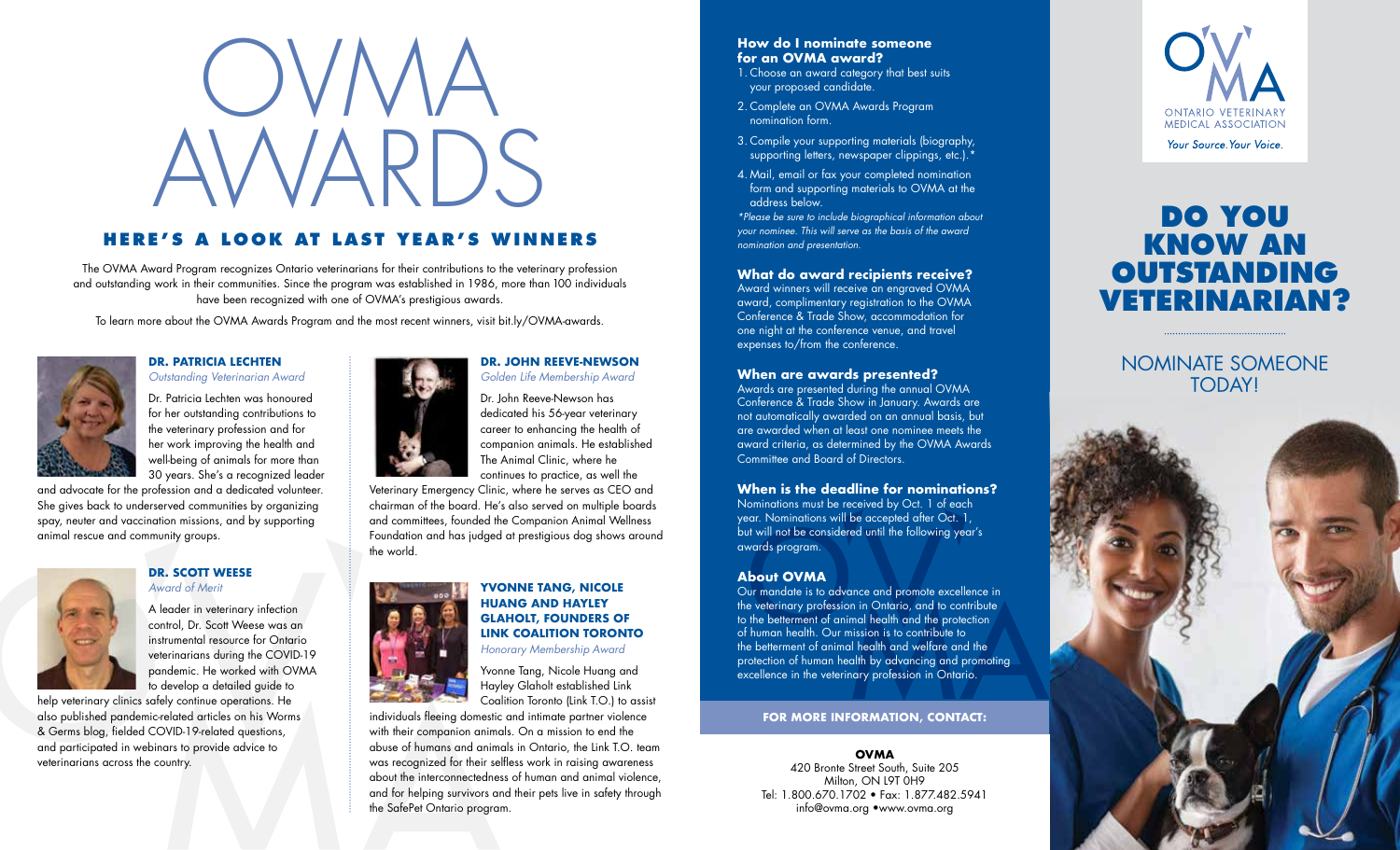# OVMA AWARDS

## HERE'S A LOOK AT LAST YEAR'S WINNERS

The OVMA Award Program recognizes Ontario veterinarians for their contributions to the veterinary profession and outstanding work in their communities. Since the program was established in 1986, more than 100 individuals have been recognized with one of OVMA's prestigious awards.

To learn more about the OVMA Awards Program and the most recent winners, visit bit.ly/OVMA-awards.

### DR. PATRICIA LECHTEN

*Outstanding Veterinarian Award*

Dr. Patricia Lechten was honoured for her outstanding contributions to the veterinary profession and for her work improving the health and well-being of animals for more than 30 years. She's a recognized leader and advocate for the profession and a dedicated volunteer. She gives back to underserved communities by organizing spay, neuter and vaccination missions, and by supporting animal rescue and community groups.

### DR. SCOTT WEESE

*Award of Merit*

A leader in veterinary infection control, Dr. Scott Weese was an instrumental resource for Ontario veterinarians during the COVID-19 pandemic. He worked with OVMA to develop a detailed guide to help veterinary clinics safely continue operations. He also published pandemic-related articles on his Worms & Germs blog, fielded COVID-19-related questions, and participated in webinars to provide advice to veterinarians across the country.

### DR. JOHN REEVE-NEWSON

*Golden Life Membership Award*

Dr. John Reeve-Newson has dedicated his 56-year veterinary career to enhancing the health of companion animals. He established The Animal Clinic, where he continues to practice, as well the Veterinary Emergency Clinic, where he serves as CEO and chairman of the board. He's also served on multiple boards and committees, founded the Companion Animal Wellness Foundation and has judged at prestigious dog shows around the world.

### YVONNE TANG, NICOLE HUANG AND HAYLEY GLAHOLT, FOUNDERS OF LINK COALITION TORONTO

*Honorary Membership Award*

Yvonne Tang, Nicole Huang and Hayley Glaholt established Link Coalition Toronto (Link T.O.) to assist individuals fleeing domestic and intimate partner violence with their companion animals. On a mission to end the abuse of humans and animals in Ontario, the Link T.O. team was recognized for their selfless work in raising awareness about the interconnectedness of human and animal violence, and for helping survivors and their pets live in safety through the SafePet Ontario program.

### How do I nominate someone for an OVMA award?

1. Choose an award category that best suits your proposed candidate.
2. Complete an OVMA Awards Program nomination form.
3. Compile your supporting materials (biography, supporting letters, newspaper clippings, etc.).*
4. Mail, email or fax your completed nomination form and supporting materials to OVMA at the address below.

*\*Please be sure to include biographical information about your nominee. This will serve as the basis of the award nomination and presentation.*

### What do award recipients receive?

Award winners will receive an engraved OVMA award, complimentary registration to the OVMA Conference & Trade Show, accommodation for one night at the conference venue, and travel expenses to/from the conference.

### When are awards presented?

Awards are presented during the annual OVMA Conference & Trade Show in January. Awards are not automatically awarded on an annual basis, but are awarded when at least one nominee meets the award criteria, as determined by the OVMA Awards Committee and Board of Directors.

### When is the deadline for nominations?

Nominations must be received by Oct. 1 of each year. Nominations will be accepted after Oct. 1, but will not be considered until the following year's awards program.

### About OVMA

Our mandate is to advance and promote excellence in the veterinary profession in Ontario, and to contribute to the betterment of animal health and the protection of human health. Our mission is to contribute to the betterment of animal health and welfare and the protection of human health by advancing and promoting excellence in the veterinary profession in Ontario.

**FOR MORE INFORMATION, CONTACT:**

**OVMA**
420 Bronte Street South, Suite 205
Milton, ON L9T 0H9
Tel: 1.800.670.1702 • Fax: 1.877.482.5941
info@ovma.org •www.ovma.org

ONTARIO VETERINARY MEDICAL ASSOCIATION
*Your Source. Your Voice.*

# DO YOU KNOW AN OUTSTANDING VETERINARIAN?

## NOMINATE SOMEONE TODAY!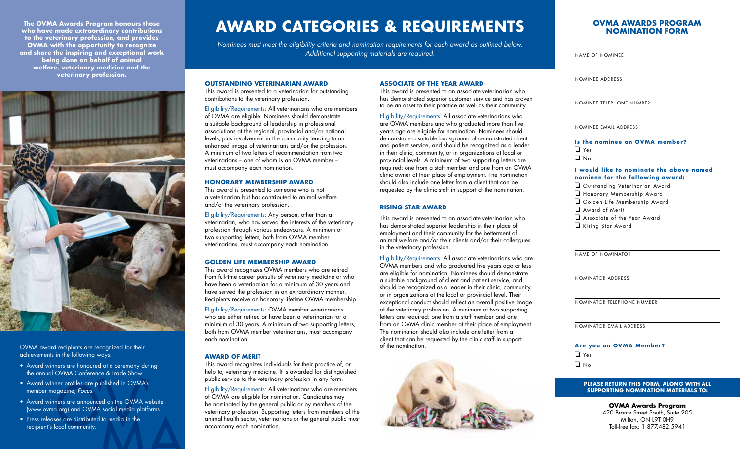**The OVMA Awards Program honours those who have made extraordinary contributions to the veterinary profession, and provides OVMA with the opportunity to recognize and share the inspiring and exceptional work being done on behalf of animal welfare, veterinary medicine and the veterinary profession.**

OVMA award recipients are recognized for their achievements in the following ways:

- Award winners are honoured at a ceremony during the annual OVMA Conference & Trade Show.
- Award winner profiles are published in OVMA's member magazine, *Focus*.
- Award winners are announced on the OVMA website (www.ovma.org) and OVMA social media platforms.
- Press releases are distributed to media in the recipient's local community.

# AWARD CATEGORIES & REQUIREMENTS

*Nominees must meet the eligibility criteria and nomination requirements for each award as outlined below. Additional supporting materials are required.*

### OUTSTANDING VETERINARIAN AWARD

This award is presented to a veterinarian for outstanding contributions to the veterinary profession.

Eligibility/Requirements: All veterinarians who are members of OVMA are eligible. Nominees should demonstrate a suitable background of leadership in professional associations at the regional, provincial and/or national levels, plus involvement in the community leading to an enhanced image of veterinarians and/or the profession. A minimum of two letters of recommendation from two veterinarians – one of whom is an OVMA member – must accompany each nomination.

### HONORARY MEMBERSHIP AWARD

This award is presented to someone who is not a veterinarian but has contributed to animal welfare and/or the veterinary profession.

Eligibility/Requirements: Any person, other than a veterinarian, who has served the interests of the veterinary profession through various endeavours. A minimum of two supporting letters, both from OVMA member veterinarians, must accompany each nomination.

### GOLDEN LIFE MEMBERSHIP AWARD

This award recognizes OVMA members who are retired from full-time career pursuits of veterinary medicine or who have been a veterinarian for a minimum of 30 years and have served the profession in an extraordinary manner. Recipients receive an honorary lifetime OVMA membership.

Eligibility/Requirements: OVMA member veterinarians who are either retired or have been a veterinarian for a minimum of 30 years. A minimum of two supporting letters, both from OVMA member veterinarians, must accompany each nomination.

### AWARD OF MERIT

This award recognizes individuals for their practice of, or help to, veterinary medicine. It is awarded for distinguished public service to the veterinary profession in any form.

Eligibility/Requirements: All veterinarians who are members of OVMA are eligible for nomination. Candidates may be nominated by the general public or by members of the veterinary profession. Supporting letters from members of the animal health sector, veterinarians or the general public must accompany each nomination.

### ASSOCIATE OF THE YEAR AWARD

This award is presented to an associate veterinarian who has demonstrated superior customer service and has proven to be an asset to their practice as well as their community.

Eligibility/Requirements: All associate veterinarians who are OVMA members and who graduated more than five years ago are eligible for nomination. Nominees should demonstrate a suitable background of demonstrated client and patient service, and should be recognized as a leader in their clinic, community, or in organizations at local or provincial levels. A minimum of two supporting letters are required: one from a staff member and one from an OVMA clinic owner at their place of employment. The nomination should also include one letter from a client that can be requested by the clinic staff in support of the nomination.

### RISING STAR AWARD

This award is presented to an associate veterinarian who has demonstrated superior leadership in their place of employment and their community for the betterment of animal welfare and/or their clients and/or their colleagues in the veterinary profession.

Eligibility/Requirements: All associate veterinarians who are OVMA members and who graduated five years ago or less are eligible for nomination. Nominees should demonstrate a suitable background of client and patient service, and should be recognized as a leader in their clinic, community, or in organizations at the local or provincial level. Their exceptional conduct should reflect an overall positive image of the veterinary profession. A minimum of two supporting letters are required: one from a staff member and one from an OVMA clinic member at their place of employment. The nomination should also include one letter from a client that can be requested by the clinic staff in support of the nomination.

## OVMA AWARDS PROGRAM NOMINATION FORM

NAME OF NOMINEE

NOMINEE ADDRESS

NOMINEE TELEPHONE NUMBER

NOMINEE EMAIL ADDRESS

**Is the nominee an OVMA member?**

- ☐ Yes
- ☐ No

**I would like to nominate the above named nominee for the following award:**

- ☐ Outstanding Veterinarian Award
- ☐ Honorary Membership Award
- ☐ Golden Life Membership Award
- ☐ Award of Merit
- ☐ Associate of the Year Award
- ☐ Rising Star Award

NAME OF NOMINATOR

NOMINATOR ADDRESS

NOMINATOR TELEPHONE NUMBER

NOMINATOR EMAIL ADDRESS

**Are you an OVMA Member?**

- ☐ Yes
- ☐ No

**PLEASE RETURN THIS FORM, ALONG WITH ALL SUPPORTING NOMINATION MATERIALS TO:**

**OVMA Awards Program**
420 Bronte Street South, Suite 205
Milton, ON L9T 0H9
Toll-free fax: 1.877.482.5941